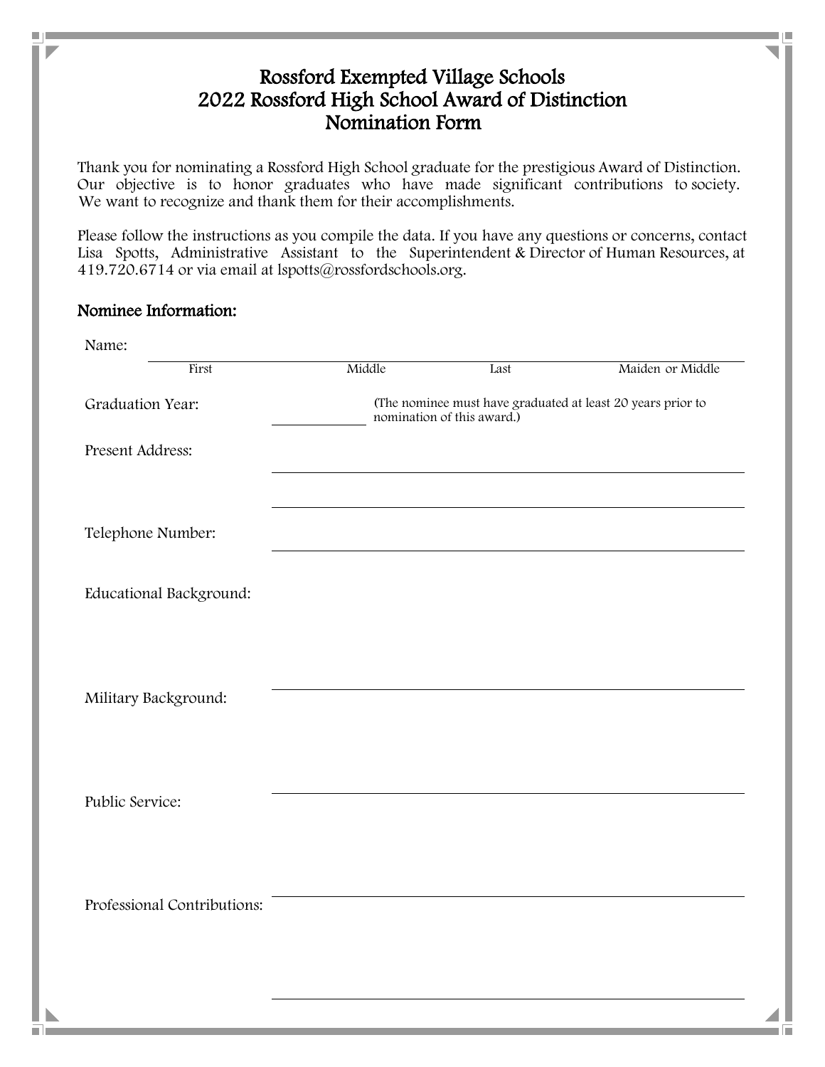# Rossford Exempted Village Schools
# 2022 Rossford High School Award of Distinction
# Nomination Form

Thank you for nominating a Rossford High School graduate for the prestigious Award of Distinction. Our objective is to honor graduates who have made significant contributions to society. We want to recognize and thank them for their accomplishments.

Please follow the instructions as you compile the data. If you have any questions or concerns, contact Lisa Spotts, Administrative Assistant to the Superintendent & Director of Human Resources, at 419.720.6714 or via email at lspotts@rossfordschools.org.

## Nominee Information:

Name: ______________________________________________________________

First Middle Last Maiden or Middle

Graduation Year: ____________ (The nominee must have graduated at least 20 years prior to nomination of this award.)

Present Address: ______________________________________________

______________________________________________

Telephone Number: ______________________________________________

Educational Background:

______________________________________________

Military Background:

______________________________________________

Public Service:

______________________________________________

Professional Contributions:

______________________________________________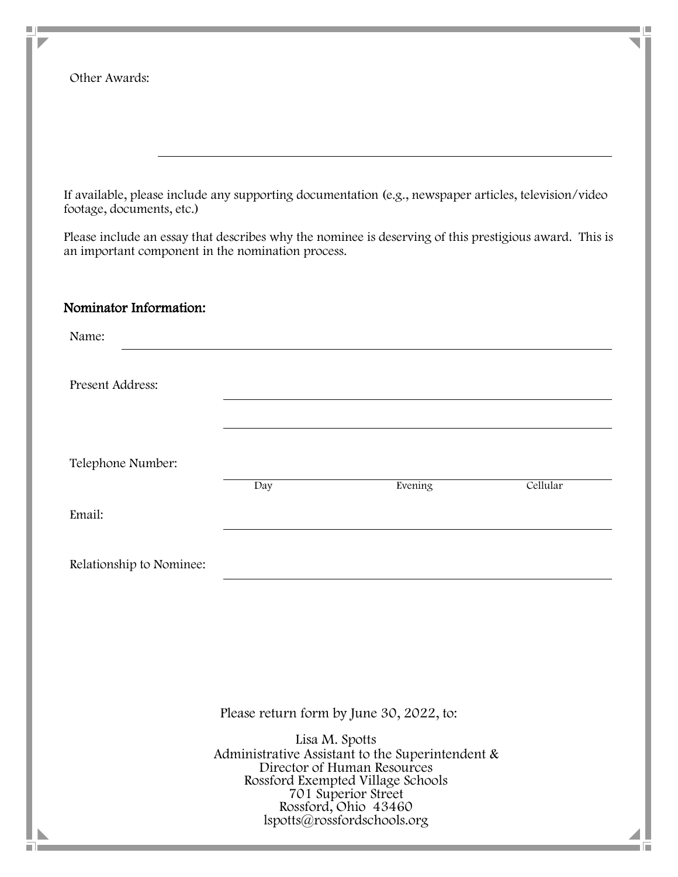Other Awards:

If available, please include any supporting documentation (e.g., newspaper articles, television/video footage, documents, etc.)

Please include an essay that describes why the nominee is deserving of this prestigious award. This is an important component in the nomination process.

**Nominator Information:**

Name: \_\_\_\_\_\_\_\_\_\_\_\_\_\_\_\_\_\_\_\_\_\_\_\_\_\_\_\_\_\_\_\_\_\_\_\_\_\_\_\_

Present Address: \_\_\_\_\_\_\_\_\_\_\_\_\_\_\_\_\_\_\_\_\_\_\_\_\_\_\_\_\_\_\_\_\_\_\_\_\_\_\_\_

\_\_\_\_\_\_\_\_\_\_\_\_\_\_\_\_\_\_\_\_\_\_\_\_\_\_\_\_\_\_\_\_\_\_\_\_\_\_\_\_

Telephone Number: \_\_\_\_\_\_\_\_\_\_\_\_\_\_\_\_\_\_\_\_\_\_\_\_\_\_\_\_\_\_\_\_\_\_\_\_\_\_\_\_

Day Evening Cellular

Email: \_\_\_\_\_\_\_\_\_\_\_\_\_\_\_\_\_\_\_\_\_\_\_\_\_\_\_\_\_\_\_\_\_\_\_\_\_\_\_\_

Relationship to Nominee: \_\_\_\_\_\_\_\_\_\_\_\_\_\_\_\_\_\_\_\_\_\_\_\_\_\_\_\_\_\_\_\_\_\_\_\_\_\_\_\_

Please return form by June 30, 2022, to:

Lisa M. Spotts
Administrative Assistant to the Superintendent &
Director of Human Resources
Rossford Exempted Village Schools
701 Superior Street
Rossford, Ohio 43460
lspotts@rossfordschools.org